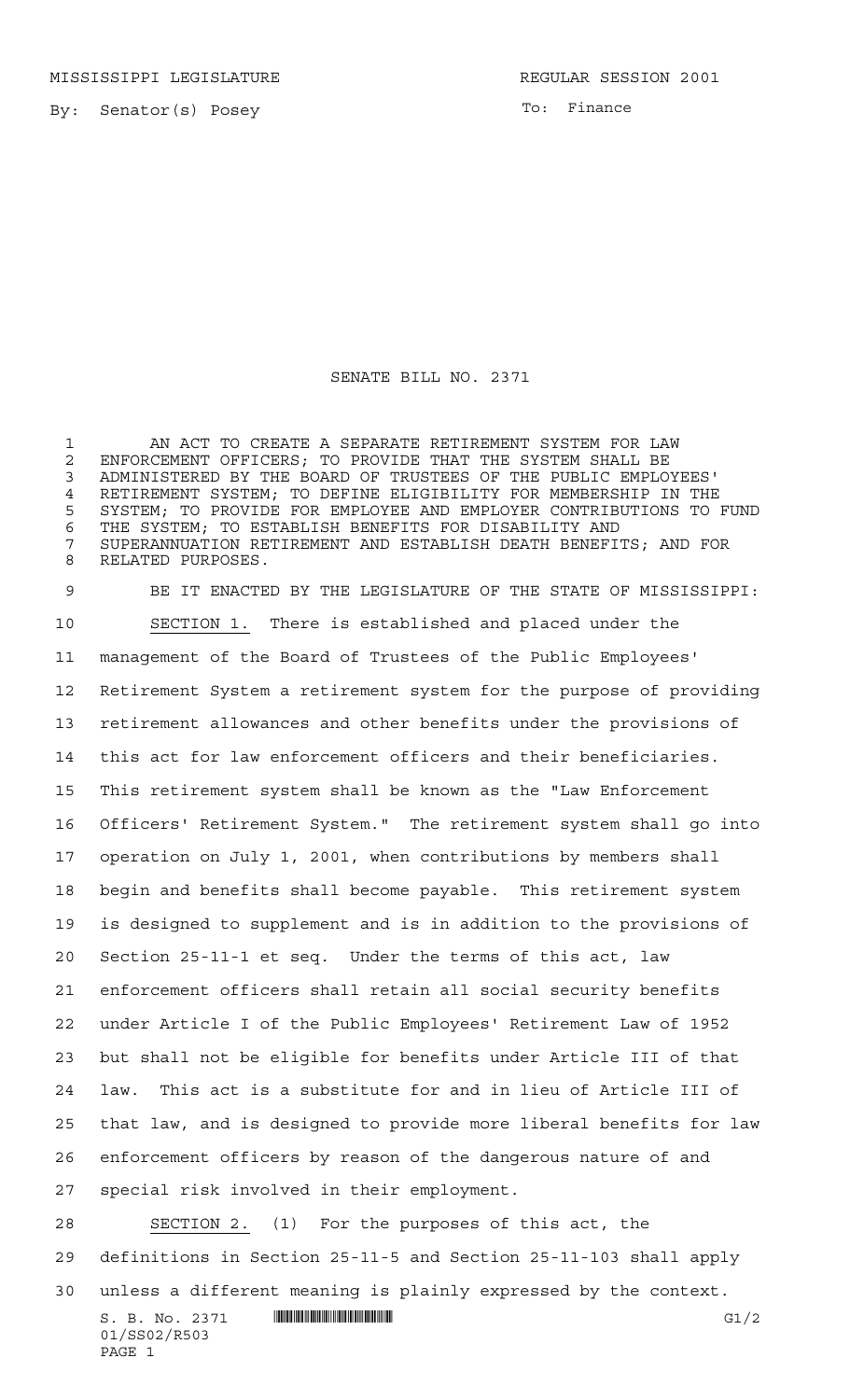MISSISSIPPI LEGISLATURE REGULAR SESSION 2001

By: Senator(s) Posey

To: Finance

# SENATE BILL NO. 2371

AN ACT TO CREATE A SEPARATE RETIREMENT SYSTEM FOR LAW ENFORCEMENT OFFICERS; TO PROVIDE THAT THE SYSTEM SHALL BE ADMINISTERED BY THE BOARD OF TRUSTEES OF THE PUBLIC EMPLOYEES' RETIREMENT SYSTEM; TO DEFINE ELIGIBILITY FOR MEMBERSHIP IN THE SYSTEM; TO PROVIDE FOR EMPLOYEE AND EMPLOYER CONTRIBUTIONS TO FUND THE SYSTEM; TO ESTABLISH BENEFITS FOR DISABILITY AND SUPERANNUATION RETIREMENT AND ESTABLISH DEATH BENEFITS; AND FOR RELATED PURPOSES.

BE IT ENACTED BY THE LEGISLATURE OF THE STATE OF MISSISSIPPI:

SECTION 1. There is established and placed under the management of the Board of Trustees of the Public Employees' Retirement System a retirement system for the purpose of providing retirement allowances and other benefits under the provisions of this act for law enforcement officers and their beneficiaries. This retirement system shall be known as the "Law Enforcement Officers' Retirement System." The retirement system shall go into operation on July 1, 2001, when contributions by members shall begin and benefits shall become payable. This retirement system is designed to supplement and is in addition to the provisions of Section 25-11-1 et seq. Under the terms of this act, law enforcement officers shall retain all social security benefits under Article I of the Public Employees' Retirement Law of 1952 but shall not be eligible for benefits under Article III of that law. This act is a substitute for and in lieu of Article III of that law, and is designed to provide more liberal benefits for law enforcement officers by reason of the dangerous nature of and special risk involved in their employment.

SECTION 2. (1) For the purposes of this act, the definitions in Section 25-11-5 and Section 25-11-103 shall apply unless a different meaning is plainly expressed by the context.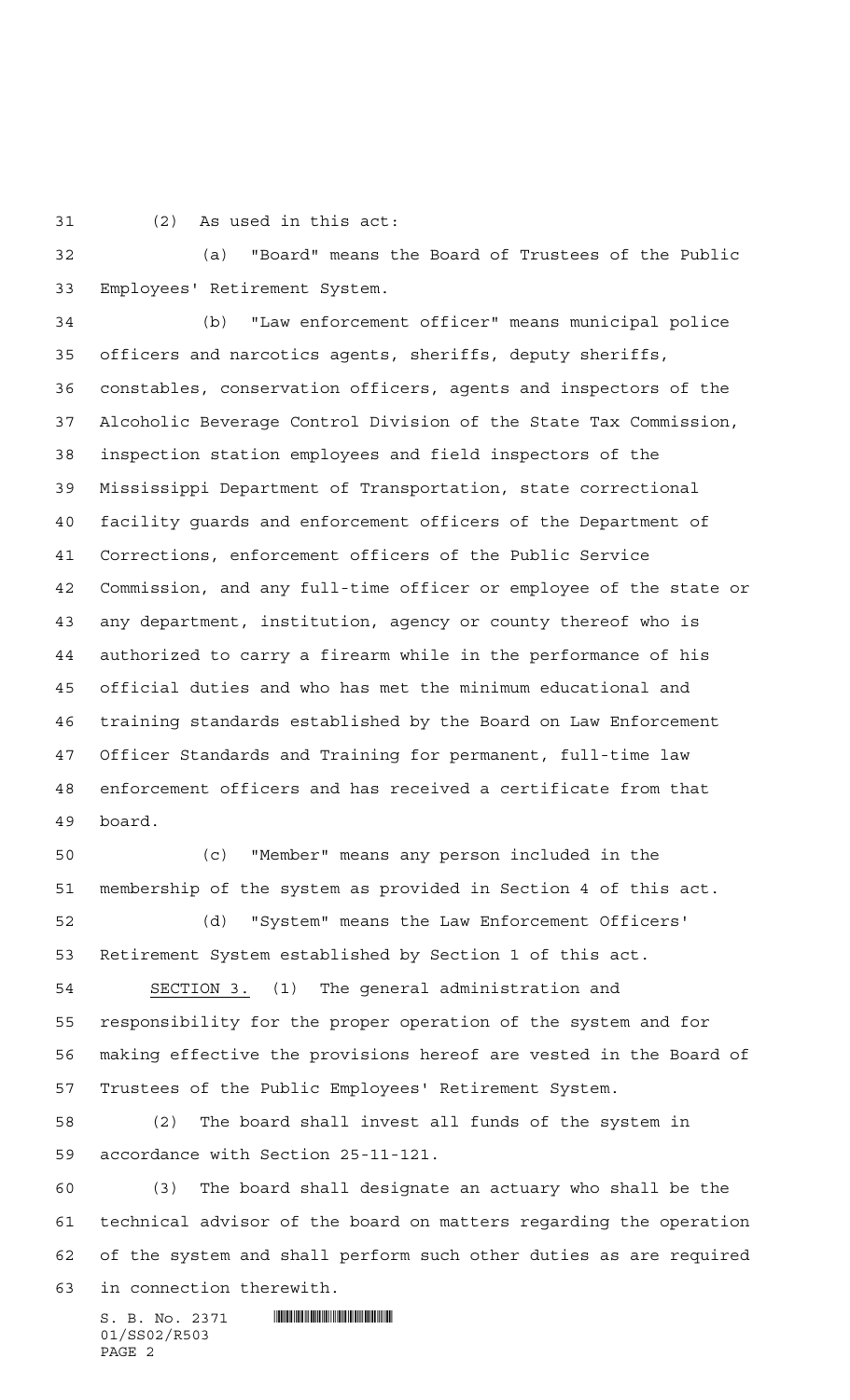(2) As used in this act:

(a) "Board" means the Board of Trustees of the Public Employees' Retirement System.

(b) "Law enforcement officer" means municipal police officers and narcotics agents, sheriffs, deputy sheriffs, constables, conservation officers, agents and inspectors of the Alcoholic Beverage Control Division of the State Tax Commission, inspection station employees and field inspectors of the Mississippi Department of Transportation, state correctional facility guards and enforcement officers of the Department of Corrections, enforcement officers of the Public Service Commission, and any full-time officer or employee of the state or any department, institution, agency or county thereof who is authorized to carry a firearm while in the performance of his official duties and who has met the minimum educational and training standards established by the Board on Law Enforcement Officer Standards and Training for permanent, full-time law enforcement officers and has received a certificate from that board.

(c) "Member" means any person included in the membership of the system as provided in Section 4 of this act.

(d) "System" means the Law Enforcement Officers' Retirement System established by Section 1 of this act.

SECTION 3. (1) The general administration and responsibility for the proper operation of the system and for making effective the provisions hereof are vested in the Board of Trustees of the Public Employees' Retirement System.

(2) The board shall invest all funds of the system in accordance with Section 25-11-121.

(3) The board shall designate an actuary who shall be the technical advisor of the board on matters regarding the operation of the system and shall perform such other duties as are required in connection therewith.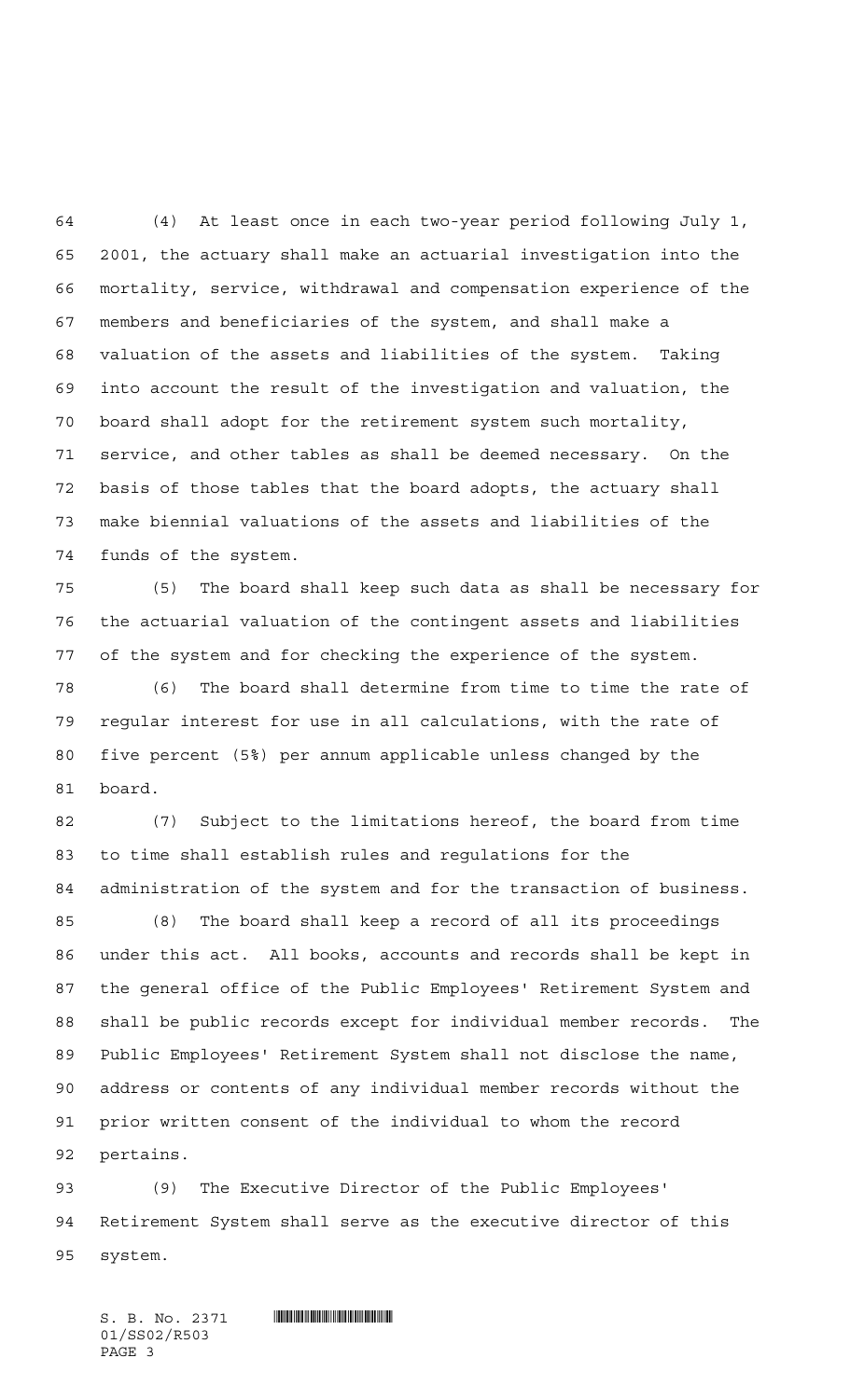(4) At least once in each two-year period following July 1, 2001, the actuary shall make an actuarial investigation into the mortality, service, withdrawal and compensation experience of the members and beneficiaries of the system, and shall make a valuation of the assets and liabilities of the system. Taking into account the result of the investigation and valuation, the board shall adopt for the retirement system such mortality, service, and other tables as shall be deemed necessary. On the basis of those tables that the board adopts, the actuary shall make biennial valuations of the assets and liabilities of the funds of the system.

(5) The board shall keep such data as shall be necessary for the actuarial valuation of the contingent assets and liabilities of the system and for checking the experience of the system.

(6) The board shall determine from time to time the rate of regular interest for use in all calculations, with the rate of five percent (5%) per annum applicable unless changed by the board.

(7) Subject to the limitations hereof, the board from time to time shall establish rules and regulations for the administration of the system and for the transaction of business.

(8) The board shall keep a record of all its proceedings under this act. All books, accounts and records shall be kept in the general office of the Public Employees' Retirement System and shall be public records except for individual member records. The Public Employees' Retirement System shall not disclose the name, address or contents of any individual member records without the prior written consent of the individual to whom the record pertains.

(9) The Executive Director of the Public Employees' Retirement System shall serve as the executive director of this system.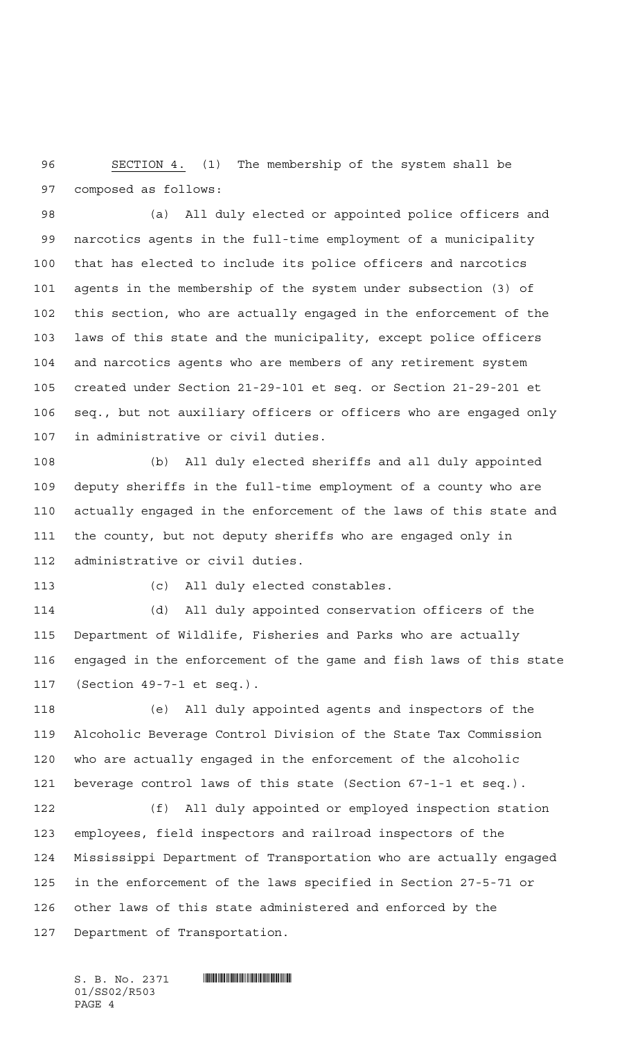SECTION 4. (1) The membership of the system shall be composed as follows:

(a) All duly elected or appointed police officers and narcotics agents in the full-time employment of a municipality that has elected to include its police officers and narcotics agents in the membership of the system under subsection (3) of this section, who are actually engaged in the enforcement of the laws of this state and the municipality, except police officers and narcotics agents who are members of any retirement system created under Section 21-29-101 et seq. or Section 21-29-201 et seq., but not auxiliary officers or officers who are engaged only in administrative or civil duties.

(b) All duly elected sheriffs and all duly appointed deputy sheriffs in the full-time employment of a county who are actually engaged in the enforcement of the laws of this state and the county, but not deputy sheriffs who are engaged only in administrative or civil duties.

(c) All duly elected constables.

(d) All duly appointed conservation officers of the Department of Wildlife, Fisheries and Parks who are actually engaged in the enforcement of the game and fish laws of this state (Section 49-7-1 et seq.).

(e) All duly appointed agents and inspectors of the Alcoholic Beverage Control Division of the State Tax Commission who are actually engaged in the enforcement of the alcoholic beverage control laws of this state (Section 67-1-1 et seq.).

(f) All duly appointed or employed inspection station employees, field inspectors and railroad inspectors of the Mississippi Department of Transportation who are actually engaged in the enforcement of the laws specified in Section 27-5-71 or other laws of this state administered and enforced by the Department of Transportation.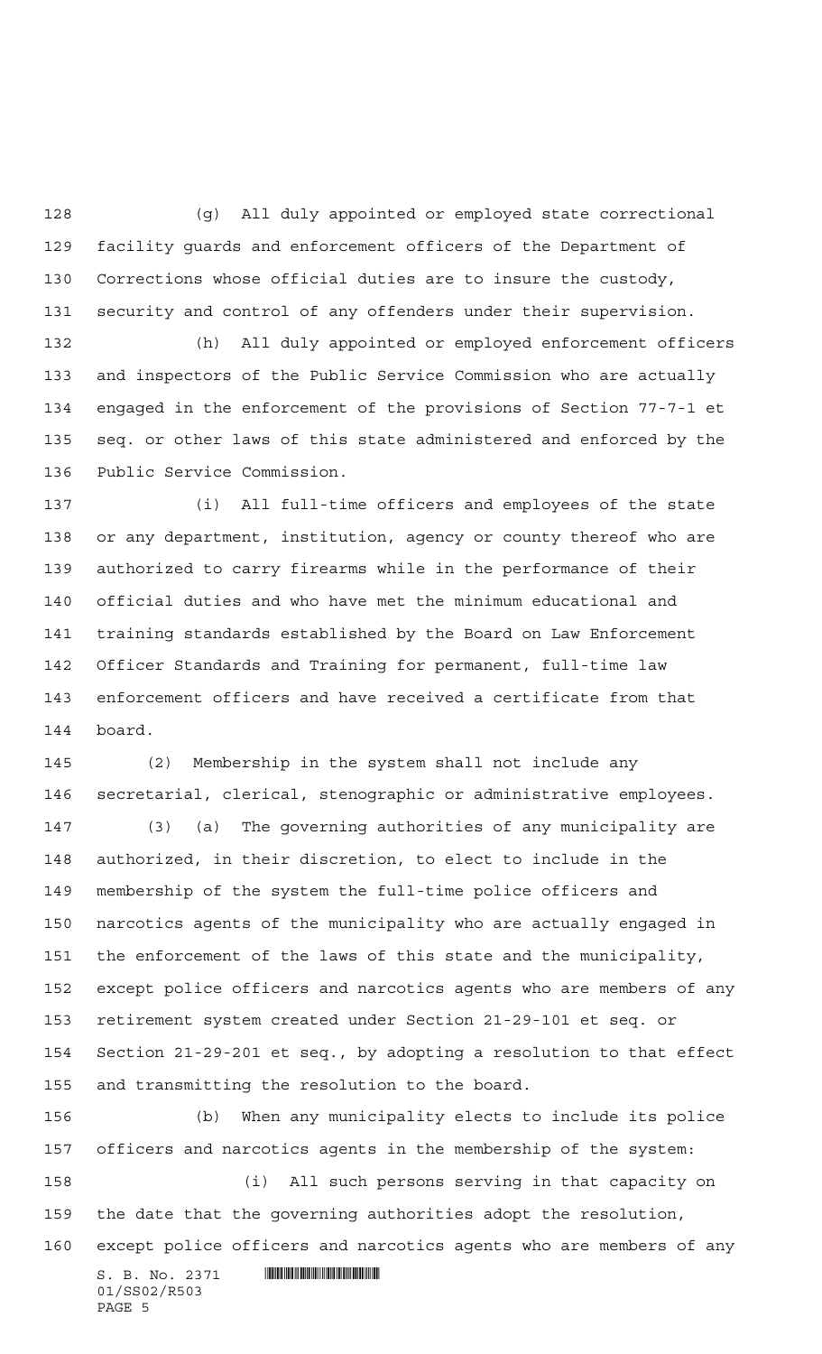(g) All duly appointed or employed state correctional facility guards and enforcement officers of the Department of Corrections whose official duties are to insure the custody, security and control of any offenders under their supervision.

(h) All duly appointed or employed enforcement officers and inspectors of the Public Service Commission who are actually engaged in the enforcement of the provisions of Section 77-7-1 et seq. or other laws of this state administered and enforced by the Public Service Commission.

(i) All full-time officers and employees of the state or any department, institution, agency or county thereof who are authorized to carry firearms while in the performance of their official duties and who have met the minimum educational and training standards established by the Board on Law Enforcement Officer Standards and Training for permanent, full-time law enforcement officers and have received a certificate from that board.

(2) Membership in the system shall not include any secretarial, clerical, stenographic or administrative employees.

(3) (a) The governing authorities of any municipality are authorized, in their discretion, to elect to include in the membership of the system the full-time police officers and narcotics agents of the municipality who are actually engaged in the enforcement of the laws of this state and the municipality, except police officers and narcotics agents who are members of any retirement system created under Section 21-29-101 et seq. or Section 21-29-201 et seq., by adopting a resolution to that effect and transmitting the resolution to the board.

(b) When any municipality elects to include its police officers and narcotics agents in the membership of the system:

(i) All such persons serving in that capacity on the date that the governing authorities adopt the resolution, except police officers and narcotics agents who are members of any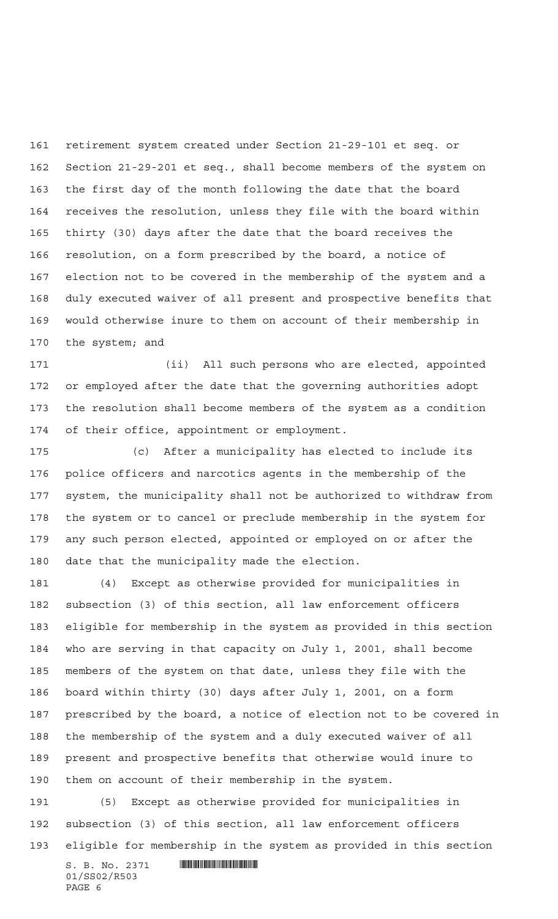retirement system created under Section 21-29-101 et seq. or Section 21-29-201 et seq., shall become members of the system on the first day of the month following the date that the board receives the resolution, unless they file with the board within thirty (30) days after the date that the board receives the resolution, on a form prescribed by the board, a notice of election not to be covered in the membership of the system and a duly executed waiver of all present and prospective benefits that would otherwise inure to them on account of their membership in the system; and

(ii) All such persons who are elected, appointed or employed after the date that the governing authorities adopt the resolution shall become members of the system as a condition of their office, appointment or employment.

(c) After a municipality has elected to include its police officers and narcotics agents in the membership of the system, the municipality shall not be authorized to withdraw from the system or to cancel or preclude membership in the system for any such person elected, appointed or employed on or after the date that the municipality made the election.

(4) Except as otherwise provided for municipalities in subsection (3) of this section, all law enforcement officers eligible for membership in the system as provided in this section who are serving in that capacity on July 1, 2001, shall become members of the system on that date, unless they file with the board within thirty (30) days after July 1, 2001, on a form prescribed by the board, a notice of election not to be covered in the membership of the system and a duly executed waiver of all present and prospective benefits that otherwise would inure to them on account of their membership in the system.

(5) Except as otherwise provided for municipalities in subsection (3) of this section, all law enforcement officers eligible for membership in the system as provided in this section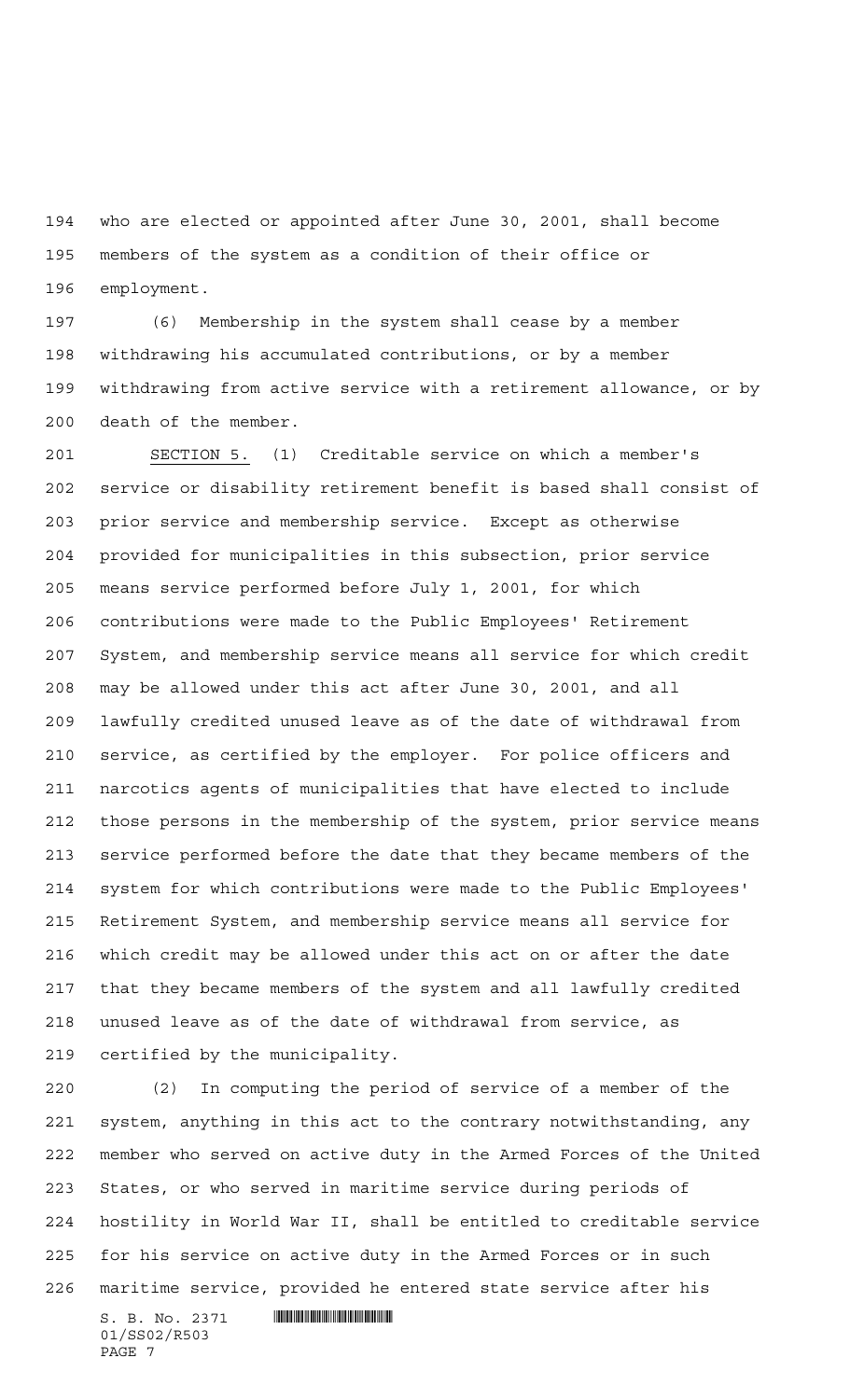who are elected or appointed after June 30, 2001, shall become members of the system as a condition of their office or employment.

(6) Membership in the system shall cease by a member withdrawing his accumulated contributions, or by a member withdrawing from active service with a retirement allowance, or by death of the member.

SECTION 5. (1) Creditable service on which a member's service or disability retirement benefit is based shall consist of prior service and membership service. Except as otherwise provided for municipalities in this subsection, prior service means service performed before July 1, 2001, for which contributions were made to the Public Employees' Retirement System, and membership service means all service for which credit may be allowed under this act after June 30, 2001, and all lawfully credited unused leave as of the date of withdrawal from service, as certified by the employer. For police officers and narcotics agents of municipalities that have elected to include those persons in the membership of the system, prior service means service performed before the date that they became members of the system for which contributions were made to the Public Employees' Retirement System, and membership service means all service for which credit may be allowed under this act on or after the date that they became members of the system and all lawfully credited unused leave as of the date of withdrawal from service, as certified by the municipality.

(2) In computing the period of service of a member of the system, anything in this act to the contrary notwithstanding, any member who served on active duty in the Armed Forces of the United States, or who served in maritime service during periods of hostility in World War II, shall be entitled to creditable service for his service on active duty in the Armed Forces or in such maritime service, provided he entered state service after his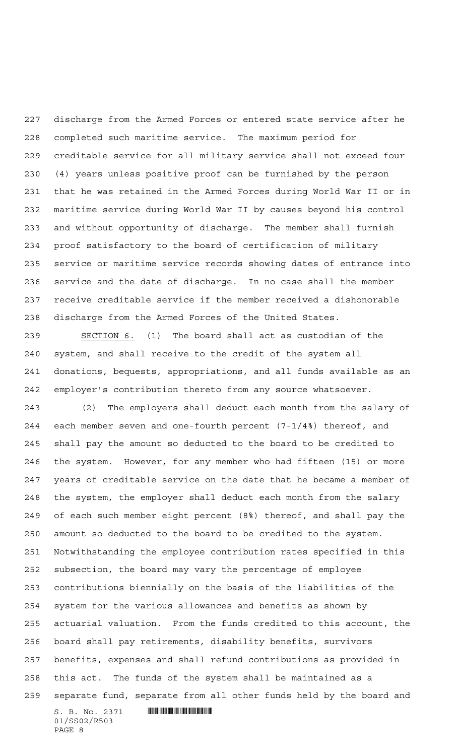discharge from the Armed Forces or entered state service after he completed such maritime service. The maximum period for creditable service for all military service shall not exceed four (4) years unless positive proof can be furnished by the person that he was retained in the Armed Forces during World War II or in maritime service during World War II by causes beyond his control and without opportunity of discharge. The member shall furnish proof satisfactory to the board of certification of military service or maritime service records showing dates of entrance into service and the date of discharge. In no case shall the member receive creditable service if the member received a dishonorable discharge from the Armed Forces of the United States.

SECTION 6. (1) The board shall act as custodian of the system, and shall receive to the credit of the system all donations, bequests, appropriations, and all funds available as an employer's contribution thereto from any source whatsoever.

(2) The employers shall deduct each month from the salary of each member seven and one-fourth percent (7-1/4%) thereof, and shall pay the amount so deducted to the board to be credited to the system. However, for any member who had fifteen (15) or more years of creditable service on the date that he became a member of the system, the employer shall deduct each month from the salary of each such member eight percent (8%) thereof, and shall pay the amount so deducted to the board to be credited to the system. Notwithstanding the employee contribution rates specified in this subsection, the board may vary the percentage of employee contributions biennially on the basis of the liabilities of the system for the various allowances and benefits as shown by actuarial valuation. From the funds credited to this account, the board shall pay retirements, disability benefits, survivors benefits, expenses and shall refund contributions as provided in this act. The funds of the system shall be maintained as a separate fund, separate from all other funds held by the board and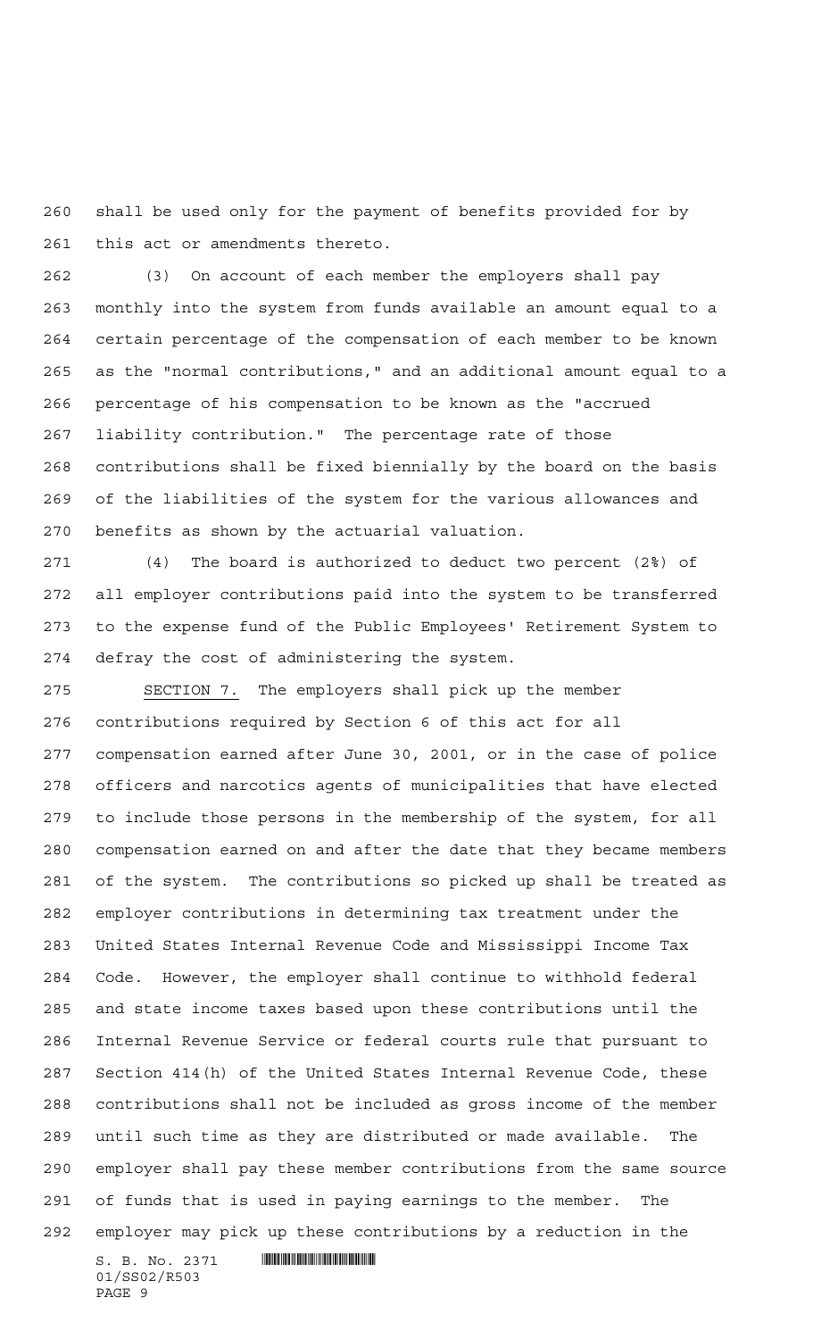shall be used only for the payment of benefits provided for by this act or amendments thereto.

(3) On account of each member the employers shall pay monthly into the system from funds available an amount equal to a certain percentage of the compensation of each member to be known as the "normal contributions," and an additional amount equal to a percentage of his compensation to be known as the "accrued liability contribution." The percentage rate of those contributions shall be fixed biennially by the board on the basis of the liabilities of the system for the various allowances and benefits as shown by the actuarial valuation.

(4) The board is authorized to deduct two percent (2%) of all employer contributions paid into the system to be transferred to the expense fund of the Public Employees' Retirement System to defray the cost of administering the system.

SECTION 7. The employers shall pick up the member contributions required by Section 6 of this act for all compensation earned after June 30, 2001, or in the case of police officers and narcotics agents of municipalities that have elected to include those persons in the membership of the system, for all compensation earned on and after the date that they became members of the system. The contributions so picked up shall be treated as employer contributions in determining tax treatment under the United States Internal Revenue Code and Mississippi Income Tax Code. However, the employer shall continue to withhold federal and state income taxes based upon these contributions until the Internal Revenue Service or federal courts rule that pursuant to Section 414(h) of the United States Internal Revenue Code, these contributions shall not be included as gross income of the member until such time as they are distributed or made available. The employer shall pay these member contributions from the same source of funds that is used in paying earnings to the member. The employer may pick up these contributions by a reduction in the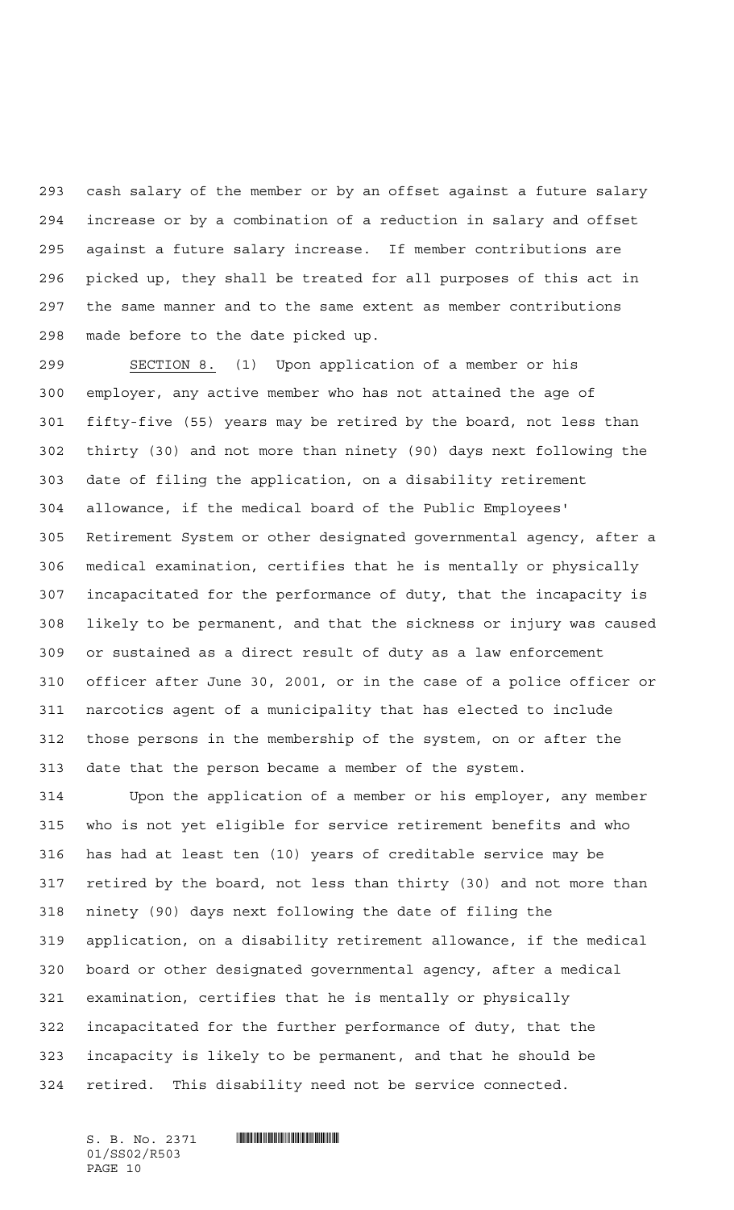cash salary of the member or by an offset against a future salary increase or by a combination of a reduction in salary and offset against a future salary increase. If member contributions are picked up, they shall be treated for all purposes of this act in the same manner and to the same extent as member contributions made before to the date picked up.

SECTION 8. (1) Upon application of a member or his employer, any active member who has not attained the age of fifty-five (55) years may be retired by the board, not less than thirty (30) and not more than ninety (90) days next following the date of filing the application, on a disability retirement allowance, if the medical board of the Public Employees' Retirement System or other designated governmental agency, after a medical examination, certifies that he is mentally or physically incapacitated for the performance of duty, that the incapacity is likely to be permanent, and that the sickness or injury was caused or sustained as a direct result of duty as a law enforcement officer after June 30, 2001, or in the case of a police officer or narcotics agent of a municipality that has elected to include those persons in the membership of the system, on or after the date that the person became a member of the system.

Upon the application of a member or his employer, any member who is not yet eligible for service retirement benefits and who has had at least ten (10) years of creditable service may be retired by the board, not less than thirty (30) and not more than ninety (90) days next following the date of filing the application, on a disability retirement allowance, if the medical board or other designated governmental agency, after a medical examination, certifies that he is mentally or physically incapacitated for the further performance of duty, that the incapacity is likely to be permanent, and that he should be retired. This disability need not be service connected.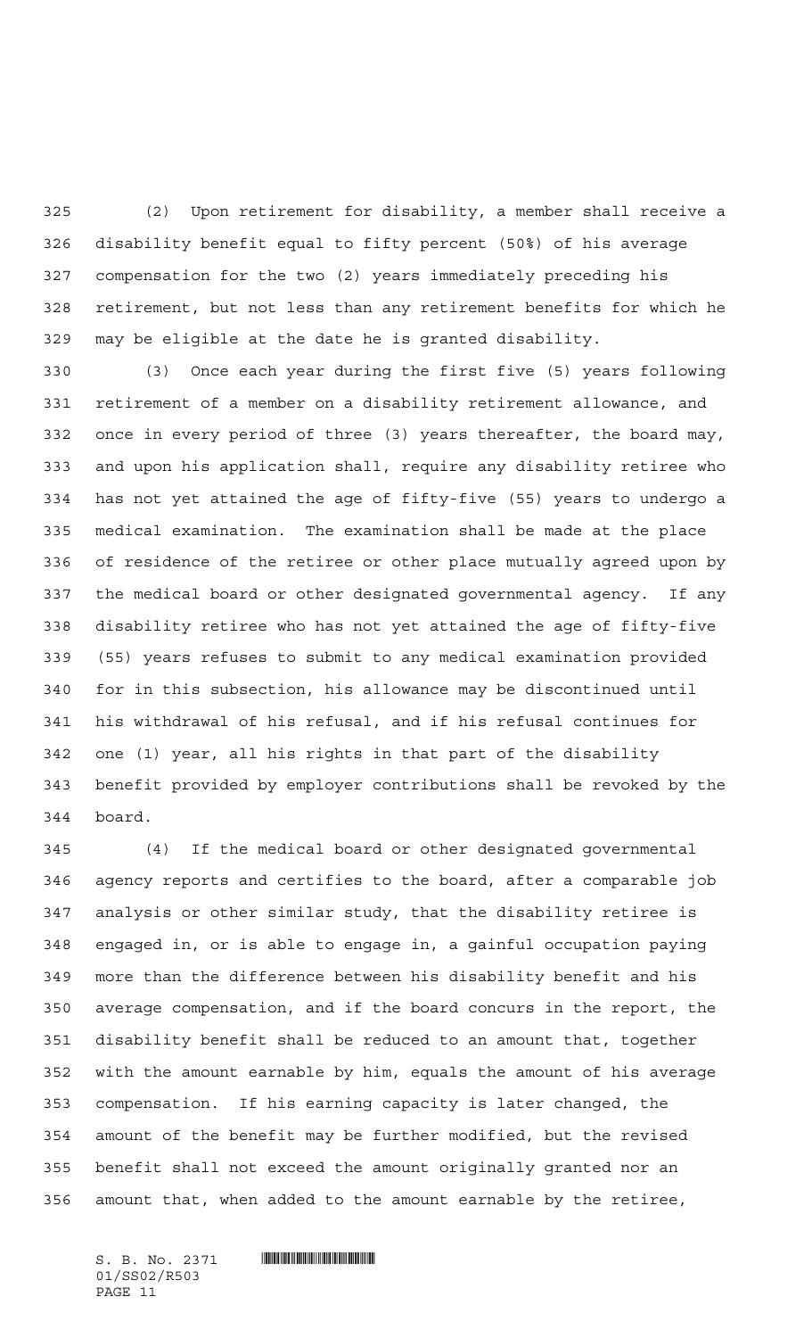(2) Upon retirement for disability, a member shall receive a disability benefit equal to fifty percent (50%) of his average compensation for the two (2) years immediately preceding his retirement, but not less than any retirement benefits for which he may be eligible at the date he is granted disability.

(3) Once each year during the first five (5) years following retirement of a member on a disability retirement allowance, and once in every period of three (3) years thereafter, the board may, and upon his application shall, require any disability retiree who has not yet attained the age of fifty-five (55) years to undergo a medical examination. The examination shall be made at the place of residence of the retiree or other place mutually agreed upon by the medical board or other designated governmental agency. If any disability retiree who has not yet attained the age of fifty-five (55) years refuses to submit to any medical examination provided for in this subsection, his allowance may be discontinued until his withdrawal of his refusal, and if his refusal continues for one (1) year, all his rights in that part of the disability benefit provided by employer contributions shall be revoked by the board.

(4) If the medical board or other designated governmental agency reports and certifies to the board, after a comparable job analysis or other similar study, that the disability retiree is engaged in, or is able to engage in, a gainful occupation paying more than the difference between his disability benefit and his average compensation, and if the board concurs in the report, the disability benefit shall be reduced to an amount that, together with the amount earnable by him, equals the amount of his average compensation. If his earning capacity is later changed, the amount of the benefit may be further modified, but the revised benefit shall not exceed the amount originally granted nor an amount that, when added to the amount earnable by the retiree,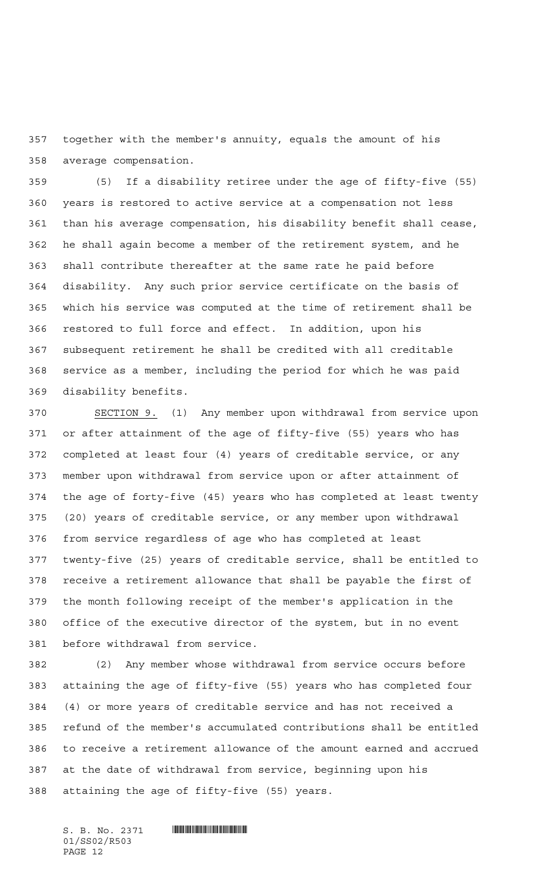together with the member's annuity, equals the amount of his average compensation.

(5) If a disability retiree under the age of fifty-five (55) years is restored to active service at a compensation not less than his average compensation, his disability benefit shall cease, he shall again become a member of the retirement system, and he shall contribute thereafter at the same rate he paid before disability. Any such prior service certificate on the basis of which his service was computed at the time of retirement shall be restored to full force and effect. In addition, upon his subsequent retirement he shall be credited with all creditable service as a member, including the period for which he was paid disability benefits.

SECTION 9. (1) Any member upon withdrawal from service upon or after attainment of the age of fifty-five (55) years who has completed at least four (4) years of creditable service, or any member upon withdrawal from service upon or after attainment of the age of forty-five (45) years who has completed at least twenty (20) years of creditable service, or any member upon withdrawal from service regardless of age who has completed at least twenty-five (25) years of creditable service, shall be entitled to receive a retirement allowance that shall be payable the first of the month following receipt of the member's application in the office of the executive director of the system, but in no event before withdrawal from service.

(2) Any member whose withdrawal from service occurs before attaining the age of fifty-five (55) years who has completed four (4) or more years of creditable service and has not received a refund of the member's accumulated contributions shall be entitled to receive a retirement allowance of the amount earned and accrued at the date of withdrawal from service, beginning upon his attaining the age of fifty-five (55) years.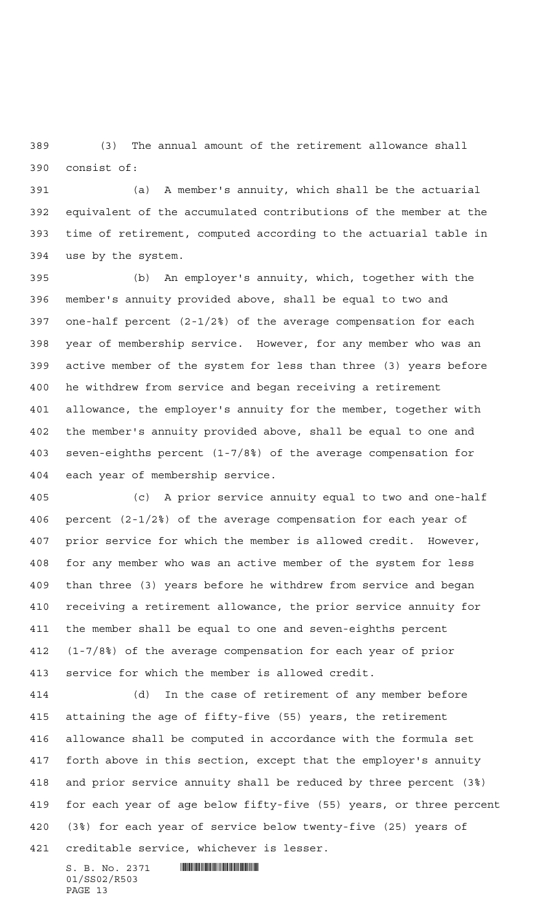(3) The annual amount of the retirement allowance shall consist of:

(a) A member's annuity, which shall be the actuarial equivalent of the accumulated contributions of the member at the time of retirement, computed according to the actuarial table in use by the system.

(b) An employer's annuity, which, together with the member's annuity provided above, shall be equal to two and one-half percent (2-1/2%) of the average compensation for each year of membership service. However, for any member who was an active member of the system for less than three (3) years before he withdrew from service and began receiving a retirement allowance, the employer's annuity for the member, together with the member's annuity provided above, shall be equal to one and seven-eighths percent (1-7/8%) of the average compensation for each year of membership service.

(c) A prior service annuity equal to two and one-half percent (2-1/2%) of the average compensation for each year of prior service for which the member is allowed credit. However, for any member who was an active member of the system for less than three (3) years before he withdrew from service and began receiving a retirement allowance, the prior service annuity for the member shall be equal to one and seven-eighths percent (1-7/8%) of the average compensation for each year of prior service for which the member is allowed credit.

(d) In the case of retirement of any member before attaining the age of fifty-five (55) years, the retirement allowance shall be computed in accordance with the formula set forth above in this section, except that the employer's annuity and prior service annuity shall be reduced by three percent (3%) for each year of age below fifty-five (55) years, or three percent (3%) for each year of service below twenty-five (25) years of creditable service, whichever is lesser.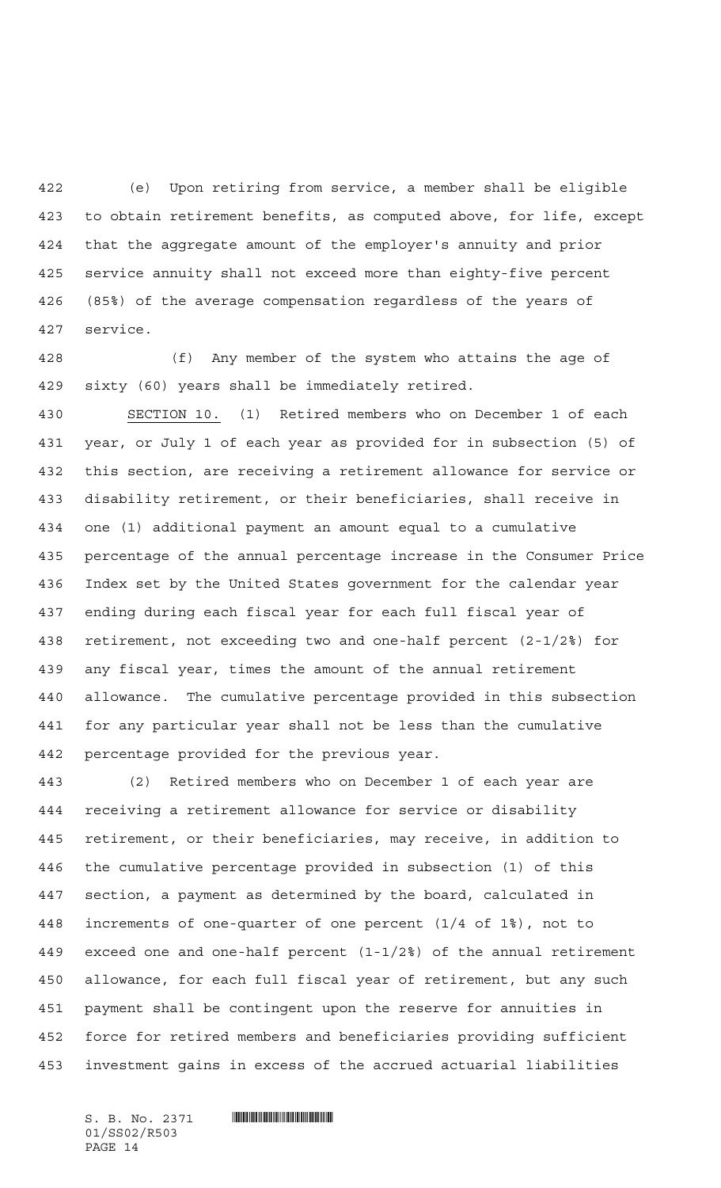(e) Upon retiring from service, a member shall be eligible to obtain retirement benefits, as computed above, for life, except that the aggregate amount of the employer's annuity and prior service annuity shall not exceed more than eighty-five percent (85%) of the average compensation regardless of the years of service.

(f) Any member of the system who attains the age of sixty (60) years shall be immediately retired.

SECTION 10. (1) Retired members who on December 1 of each year, or July 1 of each year as provided for in subsection (5) of this section, are receiving a retirement allowance for service or disability retirement, or their beneficiaries, shall receive in one (1) additional payment an amount equal to a cumulative percentage of the annual percentage increase in the Consumer Price Index set by the United States government for the calendar year ending during each fiscal year for each full fiscal year of retirement, not exceeding two and one-half percent (2-1/2%) for any fiscal year, times the amount of the annual retirement allowance. The cumulative percentage provided in this subsection for any particular year shall not be less than the cumulative percentage provided for the previous year.

(2) Retired members who on December 1 of each year are receiving a retirement allowance for service or disability retirement, or their beneficiaries, may receive, in addition to the cumulative percentage provided in subsection (1) of this section, a payment as determined by the board, calculated in increments of one-quarter of one percent (1/4 of 1%), not to exceed one and one-half percent (1-1/2%) of the annual retirement allowance, for each full fiscal year of retirement, but any such payment shall be contingent upon the reserve for annuities in force for retired members and beneficiaries providing sufficient investment gains in excess of the accrued actuarial liabilities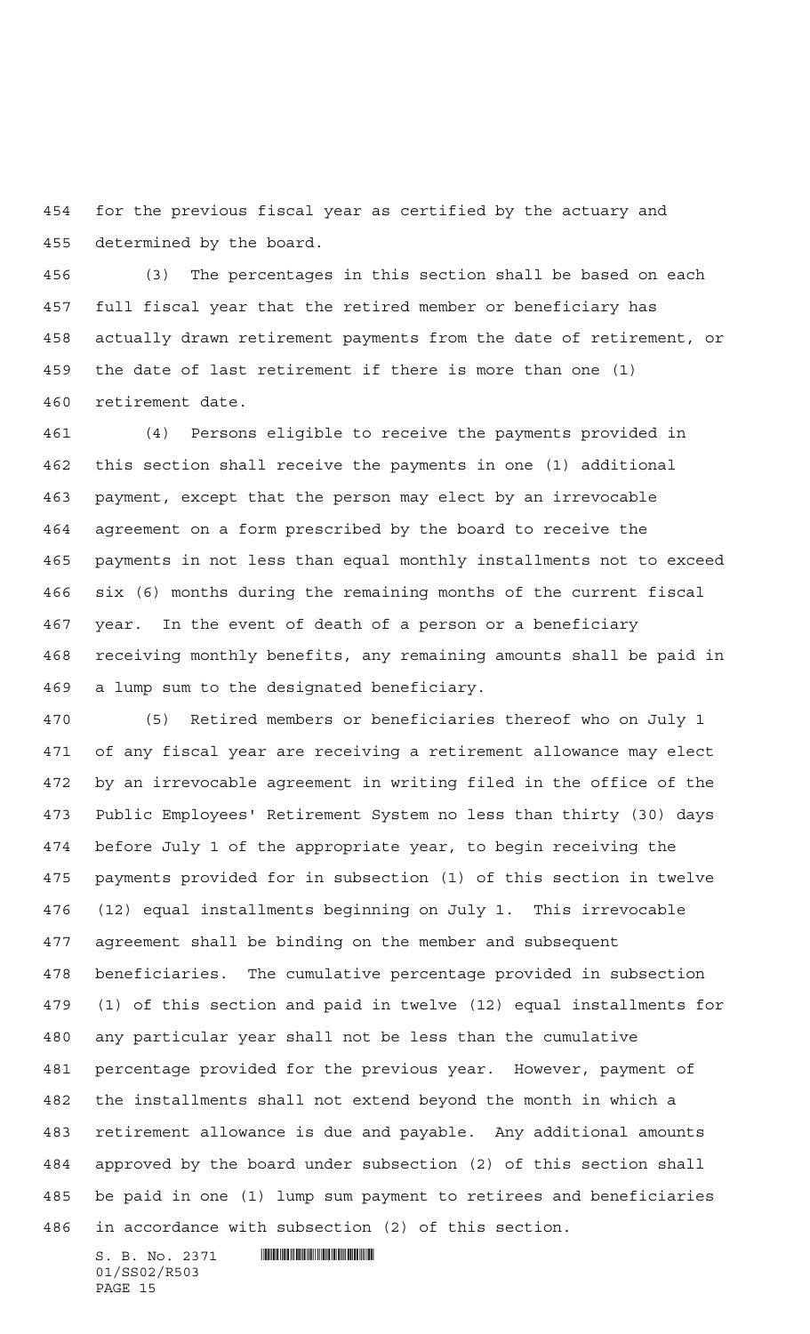for the previous fiscal year as certified by the actuary and determined by the board.

(3) The percentages in this section shall be based on each full fiscal year that the retired member or beneficiary has actually drawn retirement payments from the date of retirement, or the date of last retirement if there is more than one (1) retirement date.

(4) Persons eligible to receive the payments provided in this section shall receive the payments in one (1) additional payment, except that the person may elect by an irrevocable agreement on a form prescribed by the board to receive the payments in not less than equal monthly installments not to exceed six (6) months during the remaining months of the current fiscal year. In the event of death of a person or a beneficiary receiving monthly benefits, any remaining amounts shall be paid in a lump sum to the designated beneficiary.

(5) Retired members or beneficiaries thereof who on July 1 of any fiscal year are receiving a retirement allowance may elect by an irrevocable agreement in writing filed in the office of the Public Employees' Retirement System no less than thirty (30) days before July 1 of the appropriate year, to begin receiving the payments provided for in subsection (1) of this section in twelve (12) equal installments beginning on July 1. This irrevocable agreement shall be binding on the member and subsequent beneficiaries. The cumulative percentage provided in subsection (1) of this section and paid in twelve (12) equal installments for any particular year shall not be less than the cumulative percentage provided for the previous year. However, payment of the installments shall not extend beyond the month in which a retirement allowance is due and payable. Any additional amounts approved by the board under subsection (2) of this section shall be paid in one (1) lump sum payment to retirees and beneficiaries in accordance with subsection (2) of this section.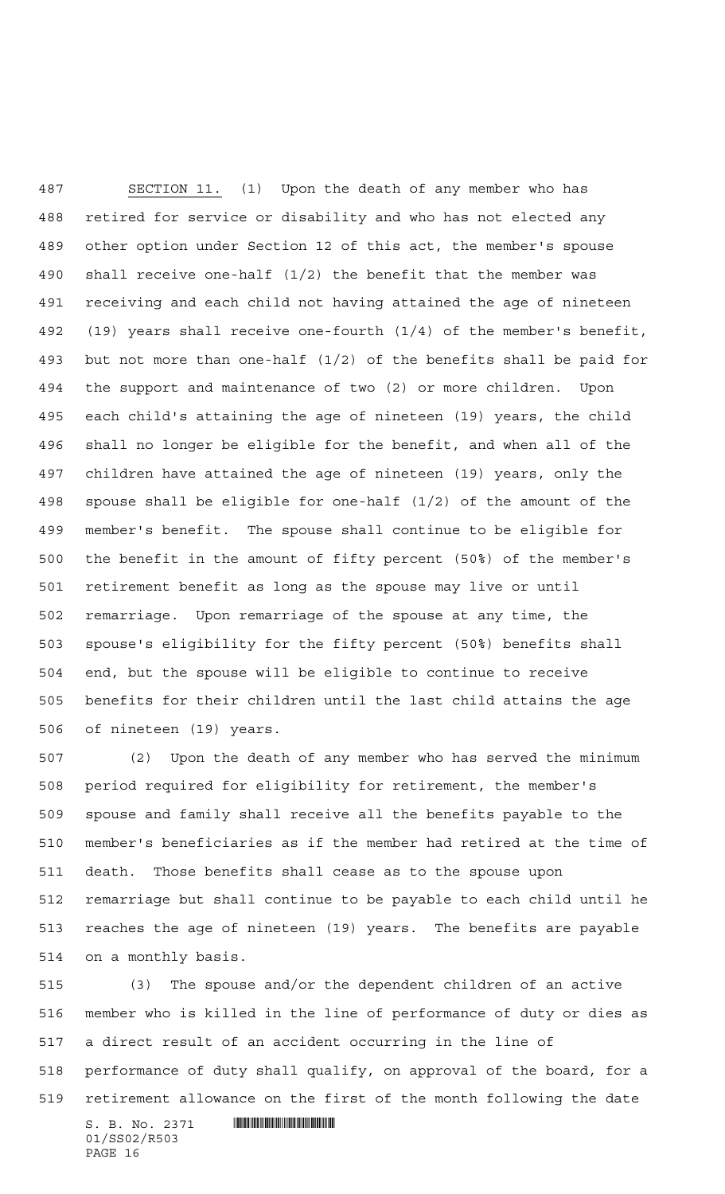SECTION 11. (1) Upon the death of any member who has retired for service or disability and who has not elected any other option under Section 12 of this act, the member's spouse shall receive one-half (1/2) the benefit that the member was receiving and each child not having attained the age of nineteen (19) years shall receive one-fourth (1/4) of the member's benefit, but not more than one-half (1/2) of the benefits shall be paid for the support and maintenance of two (2) or more children. Upon each child's attaining the age of nineteen (19) years, the child shall no longer be eligible for the benefit, and when all of the children have attained the age of nineteen (19) years, only the spouse shall be eligible for one-half (1/2) of the amount of the member's benefit. The spouse shall continue to be eligible for the benefit in the amount of fifty percent (50%) of the member's retirement benefit as long as the spouse may live or until remarriage. Upon remarriage of the spouse at any time, the spouse's eligibility for the fifty percent (50%) benefits shall end, but the spouse will be eligible to continue to receive benefits for their children until the last child attains the age of nineteen (19) years.

(2) Upon the death of any member who has served the minimum period required for eligibility for retirement, the member's spouse and family shall receive all the benefits payable to the member's beneficiaries as if the member had retired at the time of death. Those benefits shall cease as to the spouse upon remarriage but shall continue to be payable to each child until he reaches the age of nineteen (19) years. The benefits are payable on a monthly basis.

(3) The spouse and/or the dependent children of an active member who is killed in the line of performance of duty or dies as a direct result of an accident occurring in the line of performance of duty shall qualify, on approval of the board, for a retirement allowance on the first of the month following the date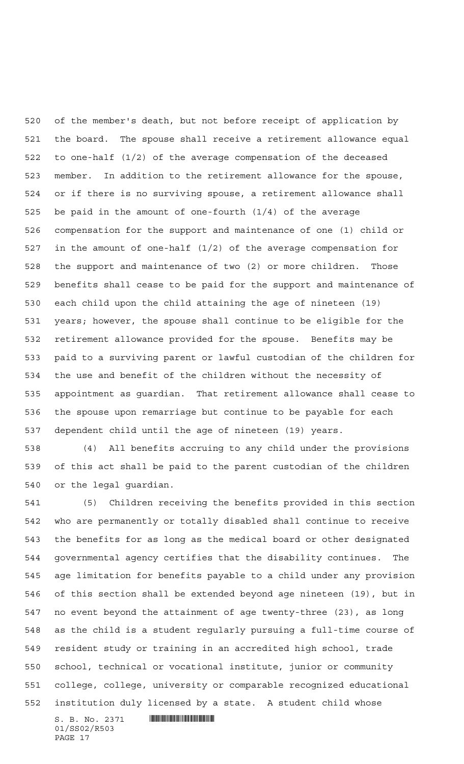of the member's death, but not before receipt of application by the board. The spouse shall receive a retirement allowance equal to one-half (1/2) of the average compensation of the deceased member. In addition to the retirement allowance for the spouse, or if there is no surviving spouse, a retirement allowance shall be paid in the amount of one-fourth (1/4) of the average compensation for the support and maintenance of one (1) child or in the amount of one-half (1/2) of the average compensation for the support and maintenance of two (2) or more children. Those benefits shall cease to be paid for the support and maintenance of each child upon the child attaining the age of nineteen (19) years; however, the spouse shall continue to be eligible for the retirement allowance provided for the spouse. Benefits may be paid to a surviving parent or lawful custodian of the children for the use and benefit of the children without the necessity of appointment as guardian. That retirement allowance shall cease to the spouse upon remarriage but continue to be payable for each dependent child until the age of nineteen (19) years.

(4) All benefits accruing to any child under the provisions of this act shall be paid to the parent custodian of the children or the legal guardian.

(5) Children receiving the benefits provided in this section who are permanently or totally disabled shall continue to receive the benefits for as long as the medical board or other designated governmental agency certifies that the disability continues. The age limitation for benefits payable to a child under any provision of this section shall be extended beyond age nineteen (19), but in no event beyond the attainment of age twenty-three (23), as long as the child is a student regularly pursuing a full-time course of resident study or training in an accredited high school, trade school, technical or vocational institute, junior or community college, college, university or comparable recognized educational institution duly licensed by a state. A student child whose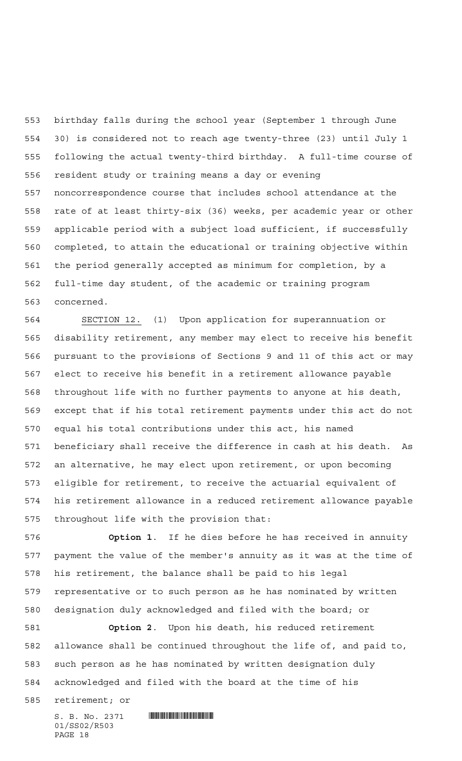birthday falls during the school year (September 1 through June 30) is considered not to reach age twenty-three (23) until July 1 following the actual twenty-third birthday. A full-time course of resident study or training means a day or evening noncorrespondence course that includes school attendance at the rate of at least thirty-six (36) weeks, per academic year or other applicable period with a subject load sufficient, if successfully completed, to attain the educational or training objective within the period generally accepted as minimum for completion, by a full-time day student, of the academic or training program concerned.

SECTION 12. (1) Upon application for superannuation or disability retirement, any member may elect to receive his benefit pursuant to the provisions of Sections 9 and 11 of this act or may elect to receive his benefit in a retirement allowance payable throughout life with no further payments to anyone at his death, except that if his total retirement payments under this act do not equal his total contributions under this act, his named beneficiary shall receive the difference in cash at his death. As an alternative, he may elect upon retirement, or upon becoming eligible for retirement, to receive the actuarial equivalent of his retirement allowance in a reduced retirement allowance payable throughout life with the provision that:

**Option 1**. If he dies before he has received in annuity payment the value of the member's annuity as it was at the time of his retirement, the balance shall be paid to his legal representative or to such person as he has nominated by written designation duly acknowledged and filed with the board; or

**Option 2**. Upon his death, his reduced retirement allowance shall be continued throughout the life of, and paid to, such person as he has nominated by written designation duly acknowledged and filed with the board at the time of his retirement; or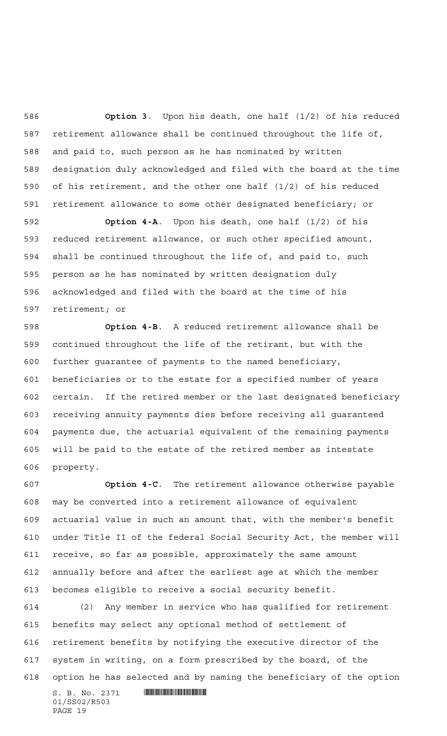**Option 3.** Upon his death, one half (1/2) of his reduced retirement allowance shall be continued throughout the life of, and paid to, such person as he has nominated by written designation duly acknowledged and filed with the board at the time of his retirement, and the other one half (1/2) of his reduced retirement allowance to some other designated beneficiary; or

**Option 4-A.** Upon his death, one half (1/2) of his reduced retirement allowance, or such other specified amount, shall be continued throughout the life of, and paid to, such person as he has nominated by written designation duly acknowledged and filed with the board at the time of his retirement; or

**Option 4-B.** A reduced retirement allowance shall be continued throughout the life of the retirant, but with the further guarantee of payments to the named beneficiary, beneficiaries or to the estate for a specified number of years certain. If the retired member or the last designated beneficiary receiving annuity payments dies before receiving all guaranteed payments due, the actuarial equivalent of the remaining payments will be paid to the estate of the retired member as intestate property.

**Option 4-C.** The retirement allowance otherwise payable may be converted into a retirement allowance of equivalent actuarial value in such an amount that, with the member's benefit under Title II of the federal Social Security Act, the member will receive, so far as possible, approximately the same amount annually before and after the earliest age at which the member becomes eligible to receive a social security benefit.

(2) Any member in service who has qualified for retirement benefits may select any optional method of settlement of retirement benefits by notifying the executive director of the system in writing, on a form prescribed by the board, of the option he has selected and by naming the beneficiary of the option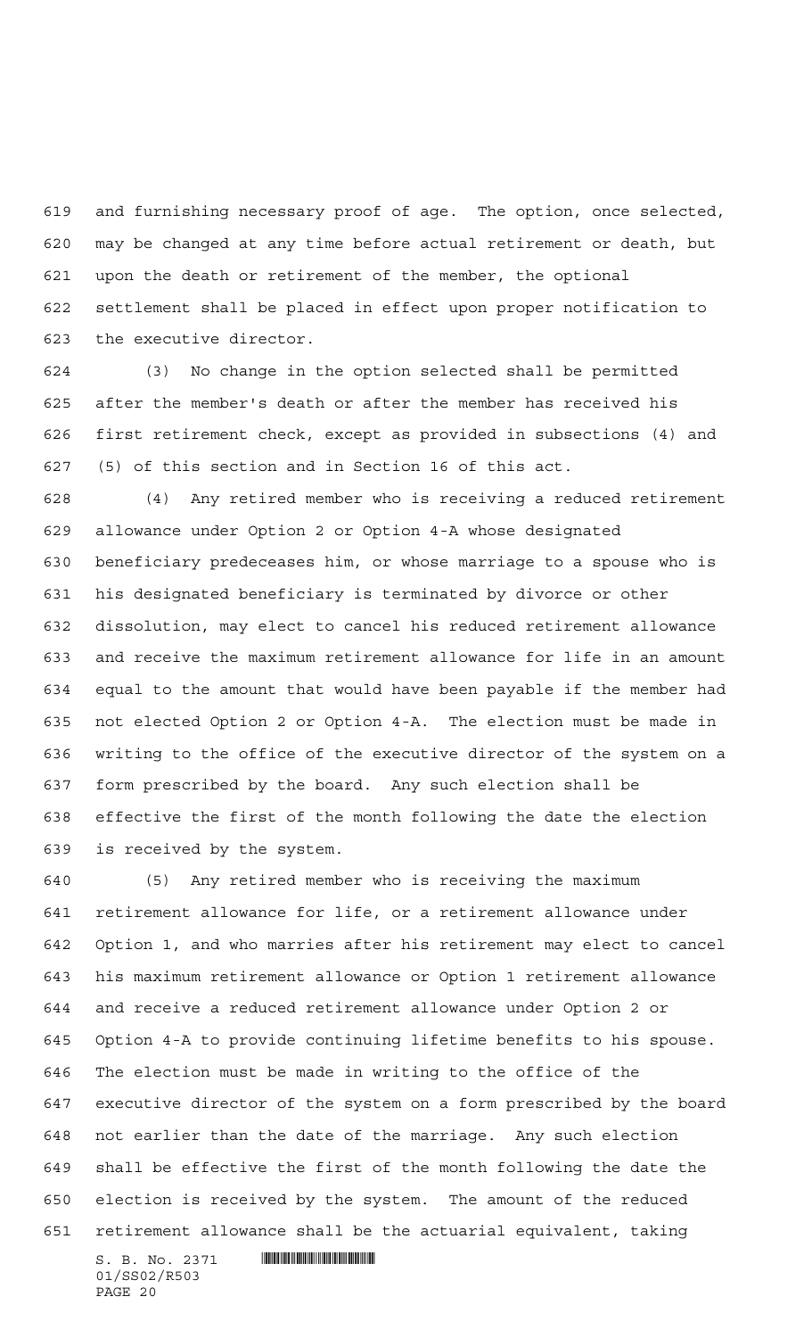and furnishing necessary proof of age. The option, once selected, may be changed at any time before actual retirement or death, but upon the death or retirement of the member, the optional settlement shall be placed in effect upon proper notification to the executive director.

(3) No change in the option selected shall be permitted after the member's death or after the member has received his first retirement check, except as provided in subsections (4) and (5) of this section and in Section 16 of this act.

(4) Any retired member who is receiving a reduced retirement allowance under Option 2 or Option 4-A whose designated beneficiary predeceases him, or whose marriage to a spouse who is his designated beneficiary is terminated by divorce or other dissolution, may elect to cancel his reduced retirement allowance and receive the maximum retirement allowance for life in an amount equal to the amount that would have been payable if the member had not elected Option 2 or Option 4-A. The election must be made in writing to the office of the executive director of the system on a form prescribed by the board. Any such election shall be effective the first of the month following the date the election is received by the system.

(5) Any retired member who is receiving the maximum retirement allowance for life, or a retirement allowance under Option 1, and who marries after his retirement may elect to cancel his maximum retirement allowance or Option 1 retirement allowance and receive a reduced retirement allowance under Option 2 or Option 4-A to provide continuing lifetime benefits to his spouse. The election must be made in writing to the office of the executive director of the system on a form prescribed by the board not earlier than the date of the marriage. Any such election shall be effective the first of the month following the date the election is received by the system. The amount of the reduced retirement allowance shall be the actuarial equivalent, taking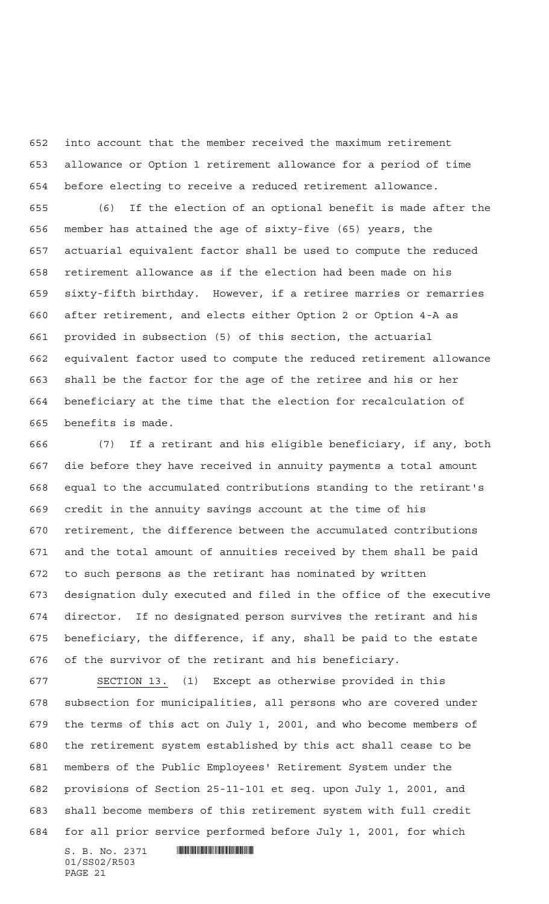into account that the member received the maximum retirement allowance or Option 1 retirement allowance for a period of time before electing to receive a reduced retirement allowance.

(6) If the election of an optional benefit is made after the member has attained the age of sixty-five (65) years, the actuarial equivalent factor shall be used to compute the reduced retirement allowance as if the election had been made on his sixty-fifth birthday. However, if a retiree marries or remarries after retirement, and elects either Option 2 or Option 4-A as provided in subsection (5) of this section, the actuarial equivalent factor used to compute the reduced retirement allowance shall be the factor for the age of the retiree and his or her beneficiary at the time that the election for recalculation of benefits is made.

(7) If a retirant and his eligible beneficiary, if any, both die before they have received in annuity payments a total amount equal to the accumulated contributions standing to the retirant's credit in the annuity savings account at the time of his retirement, the difference between the accumulated contributions and the total amount of annuities received by them shall be paid to such persons as the retirant has nominated by written designation duly executed and filed in the office of the executive director. If no designated person survives the retirant and his beneficiary, the difference, if any, shall be paid to the estate of the survivor of the retirant and his beneficiary.

SECTION 13. (1) Except as otherwise provided in this subsection for municipalities, all persons who are covered under the terms of this act on July 1, 2001, and who become members of the retirement system established by this act shall cease to be members of the Public Employees' Retirement System under the provisions of Section 25-11-101 et seq. upon July 1, 2001, and shall become members of this retirement system with full credit for all prior service performed before July 1, 2001, for which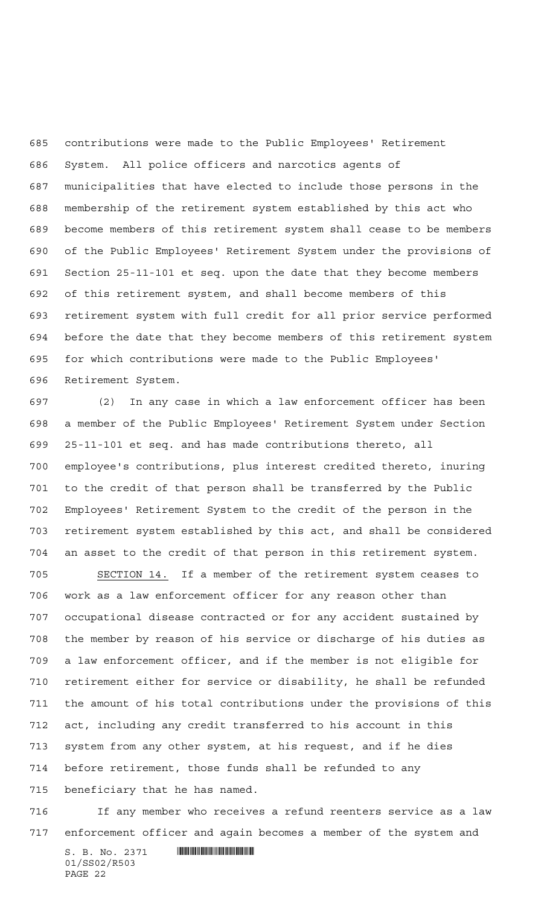contributions were made to the Public Employees' Retirement System. All police officers and narcotics agents of municipalities that have elected to include those persons in the membership of the retirement system established by this act who become members of this retirement system shall cease to be members of the Public Employees' Retirement System under the provisions of Section 25-11-101 et seq. upon the date that they become members of this retirement system, and shall become members of this retirement system with full credit for all prior service performed before the date that they become members of this retirement system for which contributions were made to the Public Employees' Retirement System.

(2) In any case in which a law enforcement officer has been a member of the Public Employees' Retirement System under Section 25-11-101 et seq. and has made contributions thereto, all employee's contributions, plus interest credited thereto, inuring to the credit of that person shall be transferred by the Public Employees' Retirement System to the credit of the person in the retirement system established by this act, and shall be considered an asset to the credit of that person in this retirement system.

SECTION 14. If a member of the retirement system ceases to work as a law enforcement officer for any reason other than occupational disease contracted or for any accident sustained by the member by reason of his service or discharge of his duties as a law enforcement officer, and if the member is not eligible for retirement either for service or disability, he shall be refunded the amount of his total contributions under the provisions of this act, including any credit transferred to his account in this system from any other system, at his request, and if he dies before retirement, those funds shall be refunded to any beneficiary that he has named.

If any member who receives a refund reenters service as a law enforcement officer and again becomes a member of the system and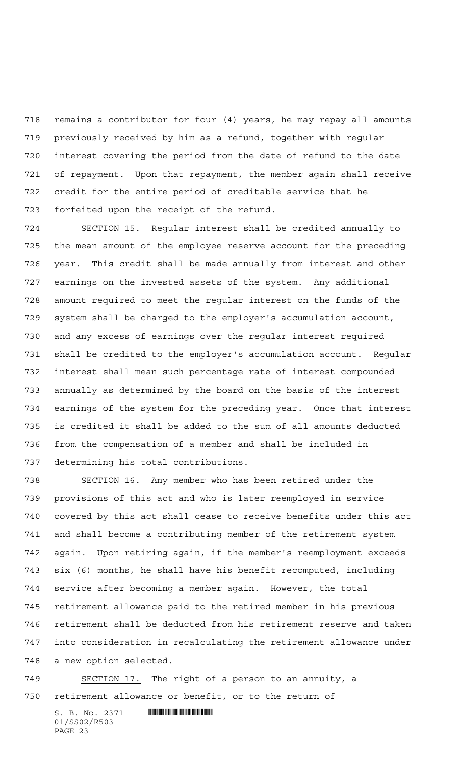remains a contributor for four (4) years, he may repay all amounts previously received by him as a refund, together with regular interest covering the period from the date of refund to the date of repayment. Upon that repayment, the member again shall receive credit for the entire period of creditable service that he forfeited upon the receipt of the refund.

SECTION 15. Regular interest shall be credited annually to the mean amount of the employee reserve account for the preceding year. This credit shall be made annually from interest and other earnings on the invested assets of the system. Any additional amount required to meet the regular interest on the funds of the system shall be charged to the employer's accumulation account, and any excess of earnings over the regular interest required shall be credited to the employer's accumulation account. Regular interest shall mean such percentage rate of interest compounded annually as determined by the board on the basis of the interest earnings of the system for the preceding year. Once that interest is credited it shall be added to the sum of all amounts deducted from the compensation of a member and shall be included in determining his total contributions.

SECTION 16. Any member who has been retired under the provisions of this act and who is later reemployed in service covered by this act shall cease to receive benefits under this act and shall become a contributing member of the retirement system again. Upon retiring again, if the member's reemployment exceeds six (6) months, he shall have his benefit recomputed, including service after becoming a member again. However, the total retirement allowance paid to the retired member in his previous retirement shall be deducted from his retirement reserve and taken into consideration in recalculating the retirement allowance under a new option selected.

SECTION 17. The right of a person to an annuity, a retirement allowance or benefit, or to the return of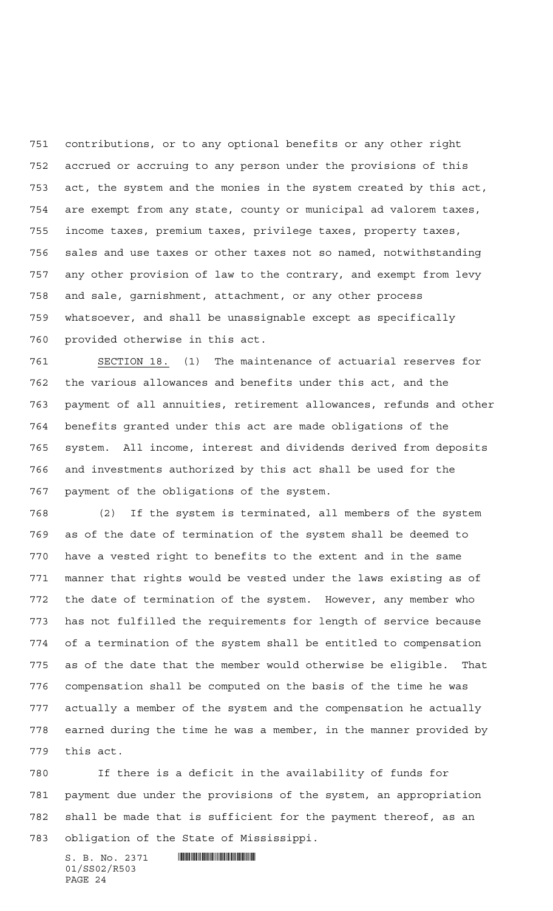contributions, or to any optional benefits or any other right accrued or accruing to any person under the provisions of this act, the system and the monies in the system created by this act, are exempt from any state, county or municipal ad valorem taxes, income taxes, premium taxes, privilege taxes, property taxes, sales and use taxes or other taxes not so named, notwithstanding any other provision of law to the contrary, and exempt from levy and sale, garnishment, attachment, or any other process whatsoever, and shall be unassignable except as specifically provided otherwise in this act.

SECTION 18. (1) The maintenance of actuarial reserves for the various allowances and benefits under this act, and the payment of all annuities, retirement allowances, refunds and other benefits granted under this act are made obligations of the system. All income, interest and dividends derived from deposits and investments authorized by this act shall be used for the payment of the obligations of the system.

(2) If the system is terminated, all members of the system as of the date of termination of the system shall be deemed to have a vested right to benefits to the extent and in the same manner that rights would be vested under the laws existing as of the date of termination of the system. However, any member who has not fulfilled the requirements for length of service because of a termination of the system shall be entitled to compensation as of the date that the member would otherwise be eligible. That compensation shall be computed on the basis of the time he was actually a member of the system and the compensation he actually earned during the time he was a member, in the manner provided by this act.

If there is a deficit in the availability of funds for payment due under the provisions of the system, an appropriation shall be made that is sufficient for the payment thereof, as an obligation of the State of Mississippi.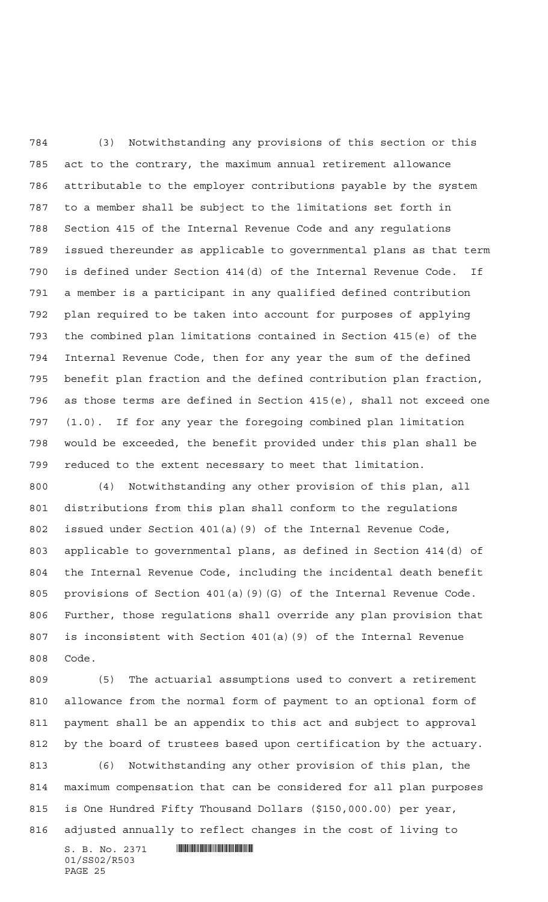(3) Notwithstanding any provisions of this section or this act to the contrary, the maximum annual retirement allowance attributable to the employer contributions payable by the system to a member shall be subject to the limitations set forth in Section 415 of the Internal Revenue Code and any regulations issued thereunder as applicable to governmental plans as that term is defined under Section 414(d) of the Internal Revenue Code. If a member is a participant in any qualified defined contribution plan required to be taken into account for purposes of applying the combined plan limitations contained in Section 415(e) of the Internal Revenue Code, then for any year the sum of the defined benefit plan fraction and the defined contribution plan fraction, as those terms are defined in Section 415(e), shall not exceed one (1.0). If for any year the foregoing combined plan limitation would be exceeded, the benefit provided under this plan shall be reduced to the extent necessary to meet that limitation.

(4) Notwithstanding any other provision of this plan, all distributions from this plan shall conform to the regulations issued under Section 401(a)(9) of the Internal Revenue Code, applicable to governmental plans, as defined in Section 414(d) of the Internal Revenue Code, including the incidental death benefit provisions of Section 401(a)(9)(G) of the Internal Revenue Code. Further, those regulations shall override any plan provision that is inconsistent with Section 401(a)(9) of the Internal Revenue Code.

(5) The actuarial assumptions used to convert a retirement allowance from the normal form of payment to an optional form of payment shall be an appendix to this act and subject to approval by the board of trustees based upon certification by the actuary.

(6) Notwithstanding any other provision of this plan, the maximum compensation that can be considered for all plan purposes is One Hundred Fifty Thousand Dollars ($150,000.00) per year, adjusted annually to reflect changes in the cost of living to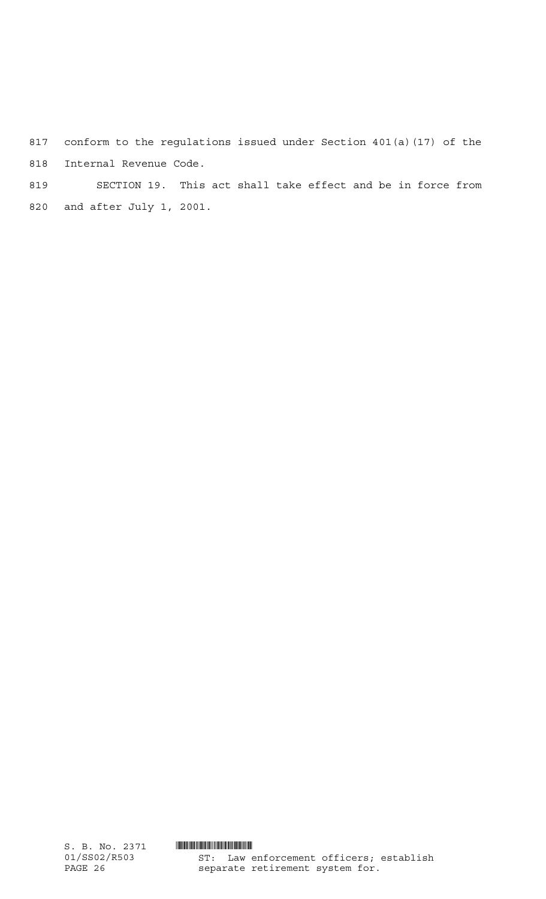conform to the regulations issued under Section 401(a)(17) of the Internal Revenue Code.

SECTION 19. This act shall take effect and be in force from and after July 1, 2001.